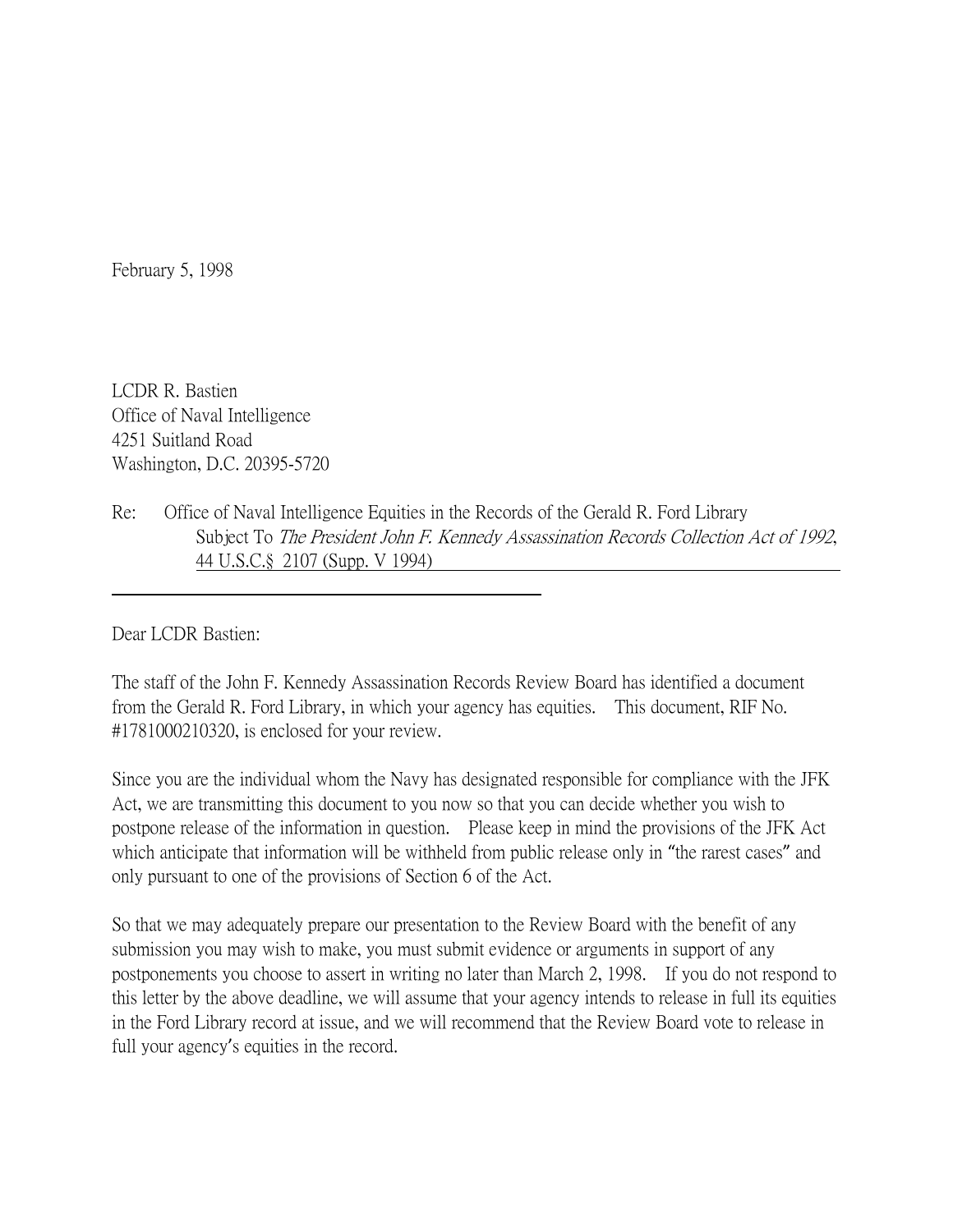February 5, 1998

LCDR R. Bastien
Office of Naval Intelligence
4251 Suitland Road
Washington, D.C. 20395-5720

Re: Office of Naval Intelligence Equities in the Records of the Gerald R. Ford Library Subject To *The President John F. Kennedy Assassination Records Collection Act of 1992*, 44 U.S.C.§ 2107 (Supp. V 1994)

Dear LCDR Bastien:

The staff of the John F. Kennedy Assassination Records Review Board has identified a document from the Gerald R. Ford Library, in which your agency has equities. This document, RIF No. #1781000210320, is enclosed for your review.

Since you are the individual whom the Navy has designated responsible for compliance with the JFK Act, we are transmitting this document to you now so that you can decide whether you wish to postpone release of the information in question. Please keep in mind the provisions of the JFK Act which anticipate that information will be withheld from public release only in "the rarest cases" and only pursuant to one of the provisions of Section 6 of the Act.

So that we may adequately prepare our presentation to the Review Board with the benefit of any submission you may wish to make, you must submit evidence or arguments in support of any postponements you choose to assert in writing no later than March 2, 1998. If you do not respond to this letter by the above deadline, we will assume that your agency intends to release in full its equities in the Ford Library record at issue, and we will recommend that the Review Board vote to release in full your agency's equities in the record.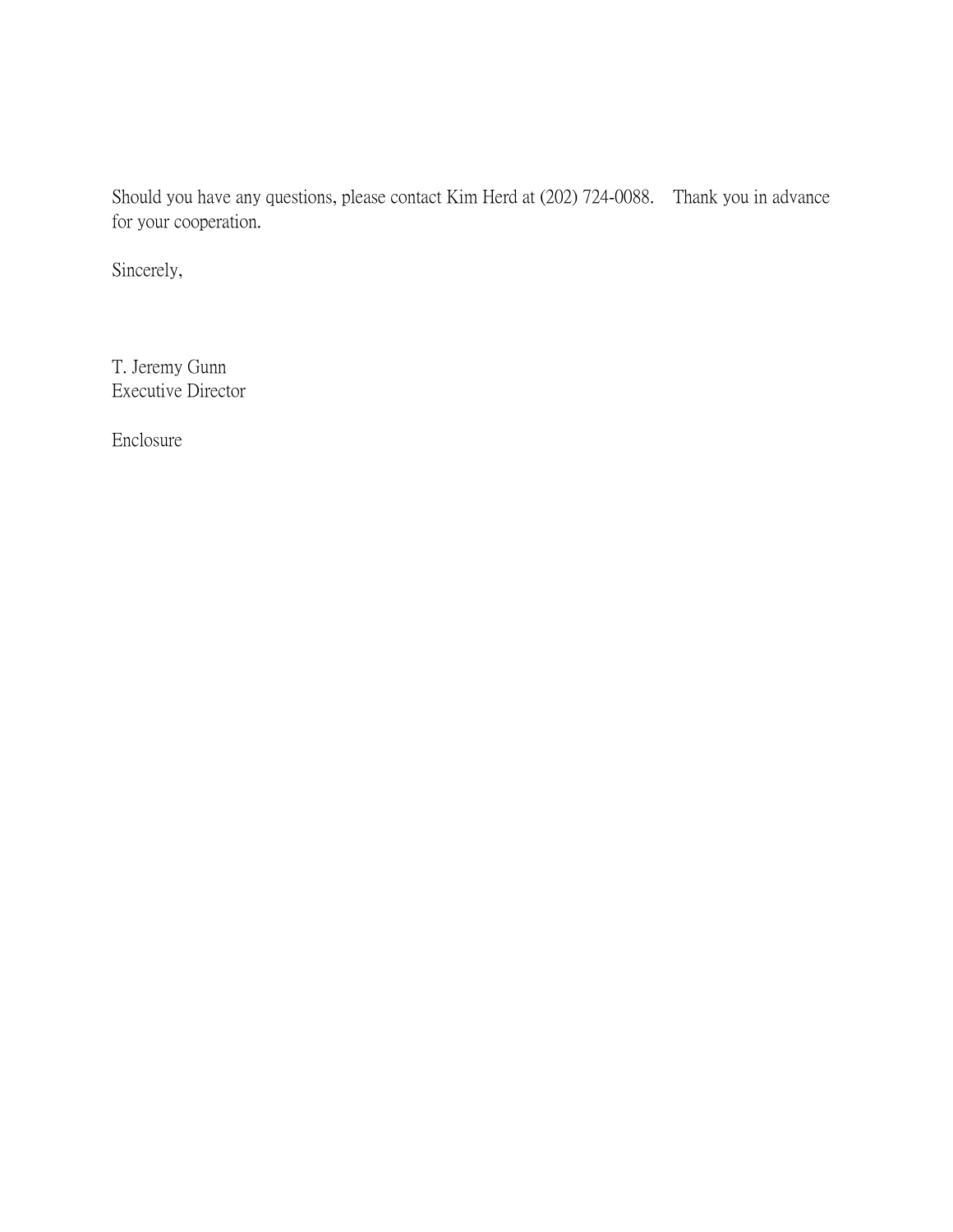Should you have any questions, please contact Kim Herd at (202) 724-0088. Thank you in advance for your cooperation.

Sincerely,

T. Jeremy Gunn
Executive Director

Enclosure